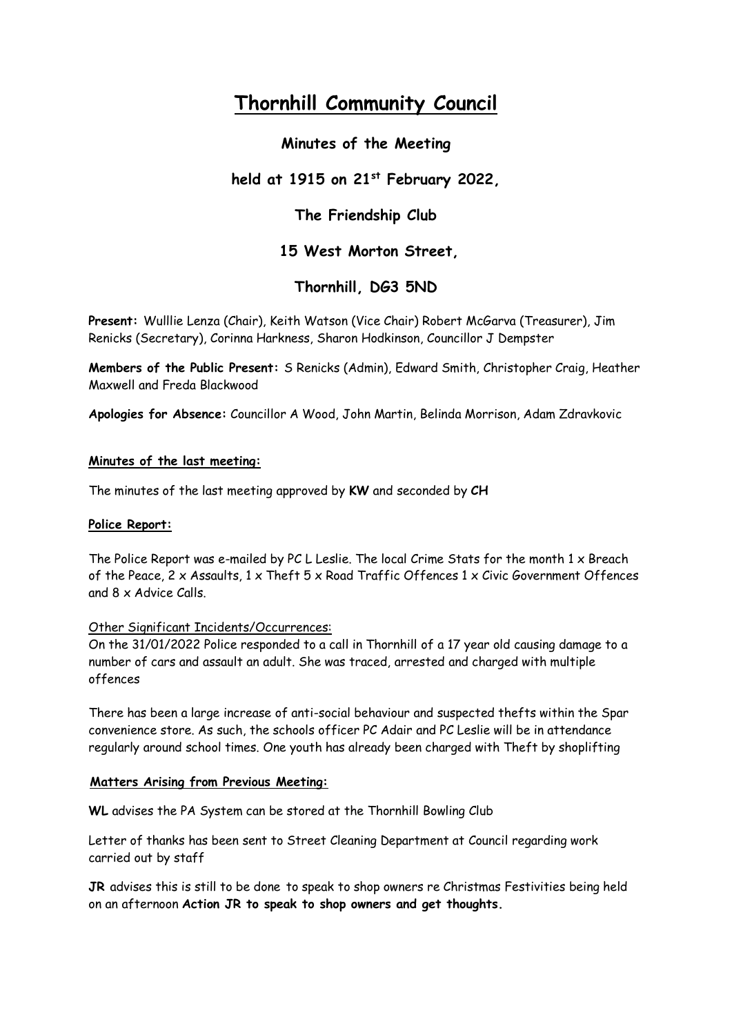# Thornhill Community Council

## Minutes of the Meeting

## held at 1915 on 21st February 2022,

## The Friendship Club

## 15 West Morton Street,

## Thornhill, DG3 5ND

**Present:** Wulllie Lenza (Chair), Keith Watson (Vice Chair) Robert McGarva (Treasurer), Jim Renicks (Secretary), Corinna Harkness, Sharon Hodkinson, Councillor J Dempster

**Members of the Public Present:** S Renicks (Admin), Edward Smith, Christopher Craig, Heather Maxwell and Freda Blackwood

**Apologies for Absence:** Councillor A Wood, John Martin, Belinda Morrison, Adam Zdravkovic

**Minutes of the last meeting:**

The minutes of the last meeting approved by **KW** and seconded by **CH**

**Police Report:**

The Police Report was e-mailed by PC L Leslie. The local Crime Stats for the month 1 x Breach of the Peace, 2 x Assaults, 1 x Theft 5 x Road Traffic Offences 1 x Civic Government Offences and 8 x Advice Calls.

Other Significant Incidents/Occurrences:

On the 31/01/2022 Police responded to a call in Thornhill of a 17 year old causing damage to a number of cars and assault an adult. She was traced, arrested and charged with multiple offences

There has been a large increase of anti-social behaviour and suspected thefts within the Spar convenience store. As such, the schools officer PC Adair and PC Leslie will be in attendance regularly around school times. One youth has already been charged with Theft by shoplifting

**Matters Arising from Previous Meeting:**

**WL** advises the PA System can be stored at the Thornhill Bowling Club

Letter of thanks has been sent to Street Cleaning Department at Council regarding work carried out by staff

**JR** advises this is still to be done to speak to shop owners re Christmas Festivities being held on an afternoon **Action JR to speak to shop owners and get thoughts.**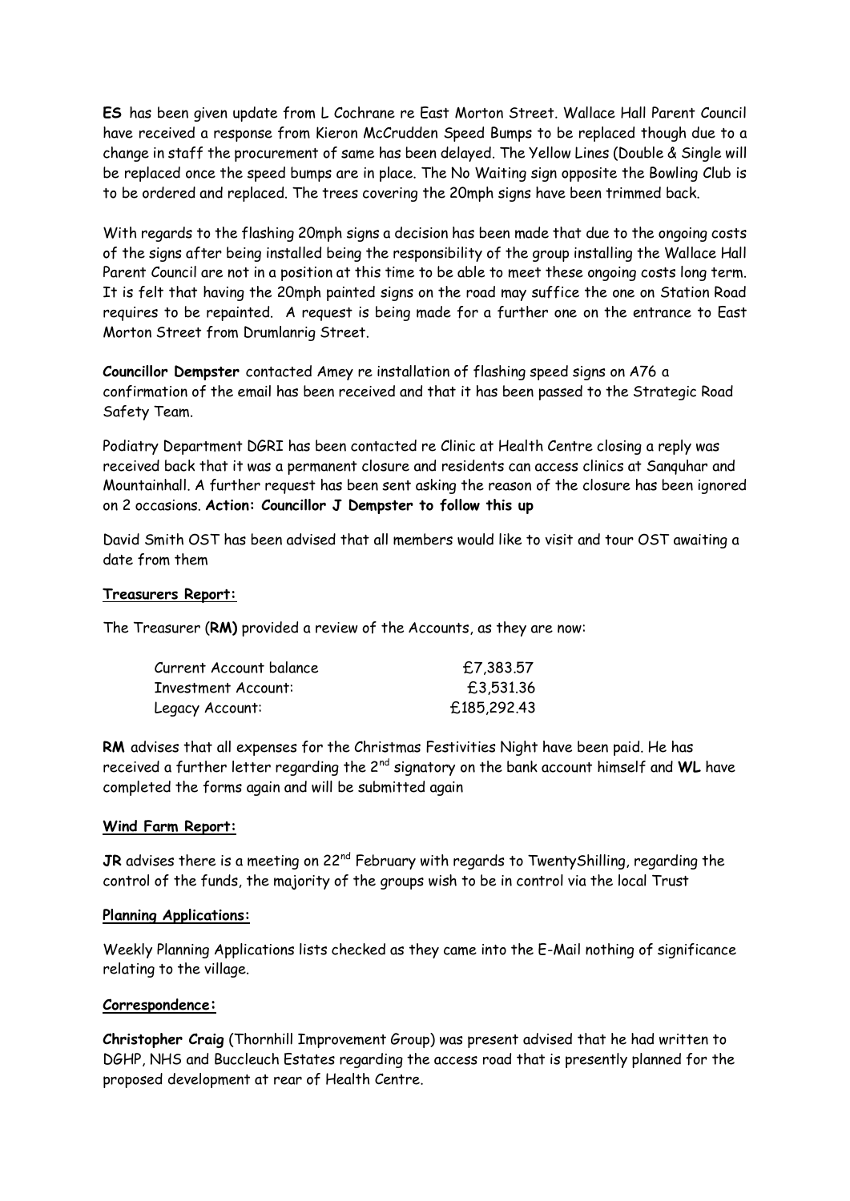**ES** has been given update from L Cochrane re East Morton Street. Wallace Hall Parent Council have received a response from Kieron McCrudden Speed Bumps to be replaced though due to a change in staff the procurement of same has been delayed. The Yellow Lines (Double & Single will be replaced once the speed bumps are in place. The No Waiting sign opposite the Bowling Club is to be ordered and replaced. The trees covering the 20mph signs have been trimmed back.

With regards to the flashing 20mph signs a decision has been made that due to the ongoing costs of the signs after being installed being the responsibility of the group installing the Wallace Hall Parent Council are not in a position at this time to be able to meet these ongoing costs long term. It is felt that having the 20mph painted signs on the road may suffice the one on Station Road requires to be repainted. A request is being made for a further one on the entrance to East Morton Street from Drumlanrig Street.

**Councillor Dempster** contacted Amey re installation of flashing speed signs on A76 a confirmation of the email has been received and that it has been passed to the Strategic Road Safety Team.

Podiatry Department DGRI has been contacted re Clinic at Health Centre closing a reply was received back that it was a permanent closure and residents can access clinics at Sanquhar and Mountainhall. A further request has been sent asking the reason of the closure has been ignored on 2 occasions. **Action: Councillor J Dempster to follow this up**

David Smith OST has been advised that all members would like to visit and tour OST awaiting a date from them

**Treasurers Report:**

The Treasurer (**RM)** provided a review of the Accounts, as they are now:

| | |
|---|---|
| Current Account balance | £7,383.57 |
| Investment Account: | £3,531.36 |
| Legacy Account: | £185,292.43 |

**RM** advises that all expenses for the Christmas Festivities Night have been paid. He has received a further letter regarding the 2nd signatory on the bank account himself and **WL** have completed the forms again and will be submitted again

**Wind Farm Report:**

**JR** advises there is a meeting on 22nd February with regards to TwentyShilling, regarding the control of the funds, the majority of the groups wish to be in control via the local Trust

**Planning Applications:**

Weekly Planning Applications lists checked as they came into the E-Mail nothing of significance relating to the village.

**Correspondence:**

**Christopher Craig** (Thornhill Improvement Group) was present advised that he had written to DGHP, NHS and Buccleuch Estates regarding the access road that is presently planned for the proposed development at rear of Health Centre.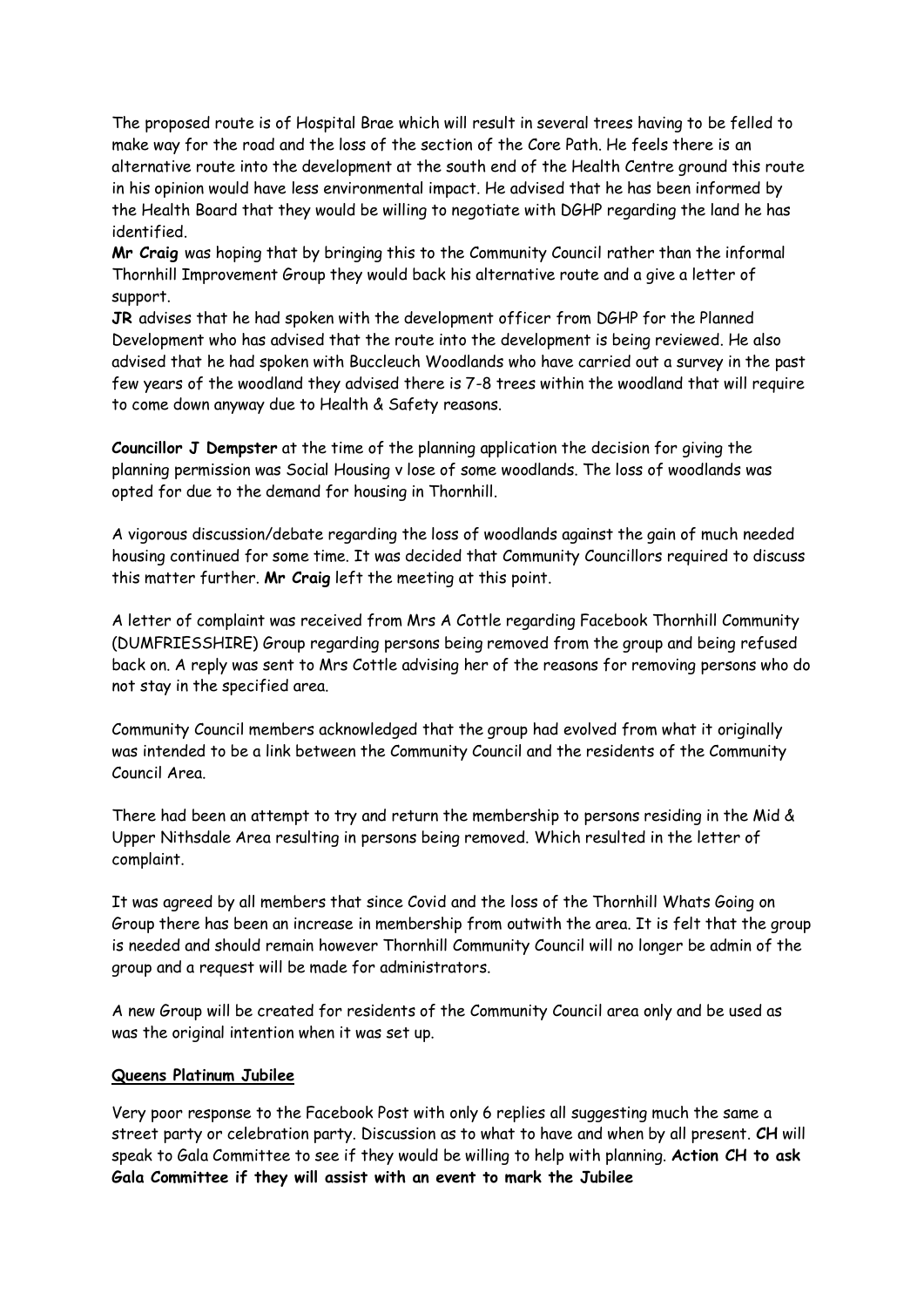The proposed route is of Hospital Brae which will result in several trees having to be felled to make way for the road and the loss of the section of the Core Path. He feels there is an alternative route into the development at the south end of the Health Centre ground this route in his opinion would have less environmental impact. He advised that he has been informed by the Health Board that they would be willing to negotiate with DGHP regarding the land he has identified.

**Mr Craig** was hoping that by bringing this to the Community Council rather than the informal Thornhill Improvement Group they would back his alternative route and a give a letter of support.

**JR** advises that he had spoken with the development officer from DGHP for the Planned Development who has advised that the route into the development is being reviewed. He also advised that he had spoken with Buccleuch Woodlands who have carried out a survey in the past few years of the woodland they advised there is 7-8 trees within the woodland that will require to come down anyway due to Health & Safety reasons.

**Councillor J Dempster** at the time of the planning application the decision for giving the planning permission was Social Housing v lose of some woodlands. The loss of woodlands was opted for due to the demand for housing in Thornhill.

A vigorous discussion/debate regarding the loss of woodlands against the gain of much needed housing continued for some time. It was decided that Community Councillors required to discuss this matter further. **Mr Craig** left the meeting at this point.

A letter of complaint was received from Mrs A Cottle regarding Facebook Thornhill Community (DUMFRIESSHIRE) Group regarding persons being removed from the group and being refused back on. A reply was sent to Mrs Cottle advising her of the reasons for removing persons who do not stay in the specified area.

Community Council members acknowledged that the group had evolved from what it originally was intended to be a link between the Community Council and the residents of the Community Council Area.

There had been an attempt to try and return the membership to persons residing in the Mid & Upper Nithsdale Area resulting in persons being removed. Which resulted in the letter of complaint.

It was agreed by all members that since Covid and the loss of the Thornhill Whats Going on Group there has been an increase in membership from outwith the area. It is felt that the group is needed and should remain however Thornhill Community Council will no longer be admin of the group and a request will be made for administrators.

A new Group will be created for residents of the Community Council area only and be used as was the original intention when it was set up.

**Queens Platinum Jubilee**

Very poor response to the Facebook Post with only 6 replies all suggesting much the same a street party or celebration party. Discussion as to what to have and when by all present. **CH** will speak to Gala Committee to see if they would be willing to help with planning. **Action CH to ask Gala Committee if they will assist with an event to mark the Jubilee**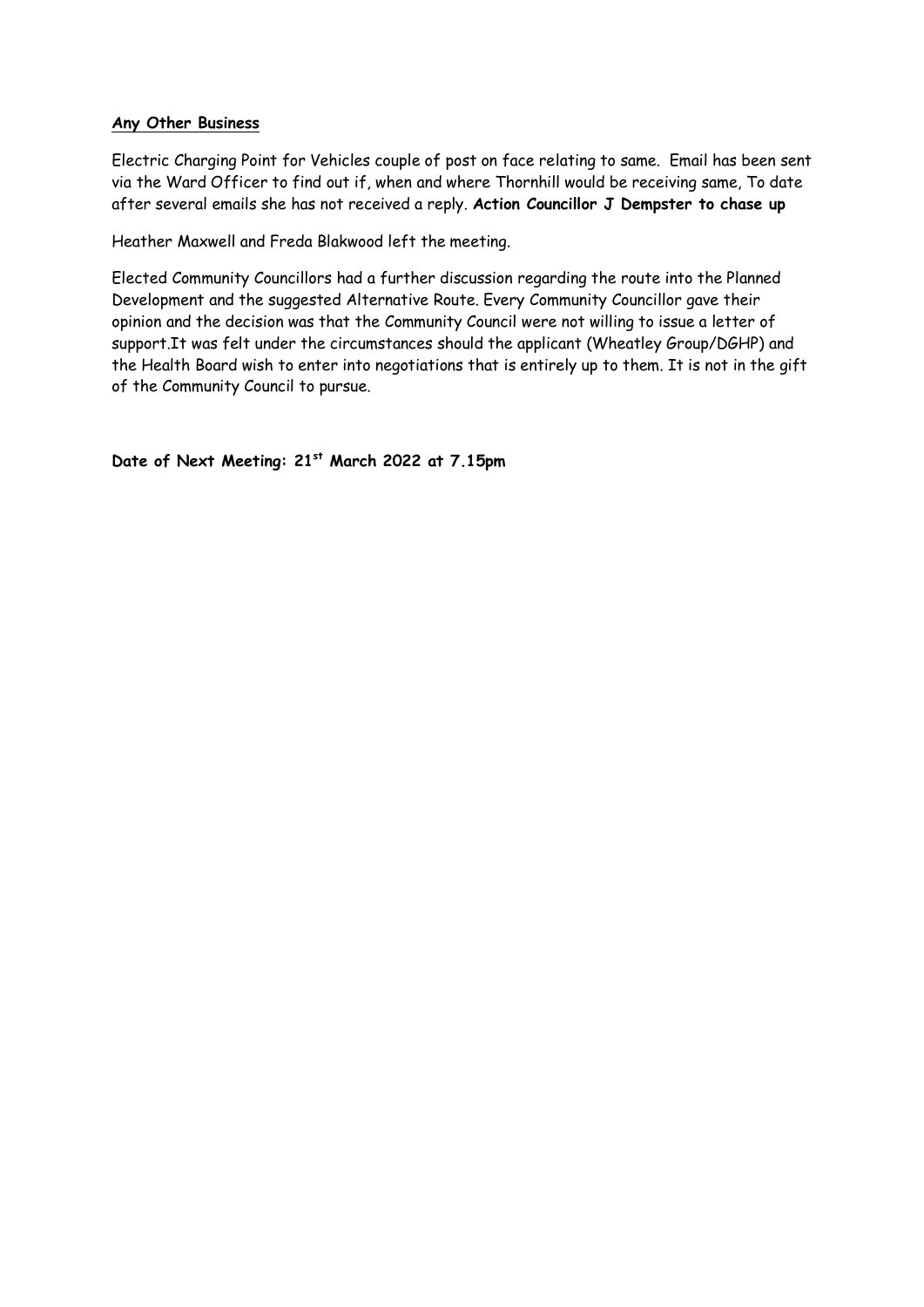**Any Other Business**

Electric Charging Point for Vehicles couple of post on face relating to same. Email has been sent via the Ward Officer to find out if, when and where Thornhill would be receiving same, To date after several emails she has not received a reply. **Action Councillor J Dempster to chase up**

Heather Maxwell and Freda Blakwood left the meeting.

Elected Community Councillors had a further discussion regarding the route into the Planned Development and the suggested Alternative Route. Every Community Councillor gave their opinion and the decision was that the Community Council were not willing to issue a letter of support.It was felt under the circumstances should the applicant (Wheatley Group/DGHP) and the Health Board wish to enter into negotiations that is entirely up to them. It is not in the gift of the Community Council to pursue.

**Date of Next Meeting: 21st March 2022 at 7.15pm**